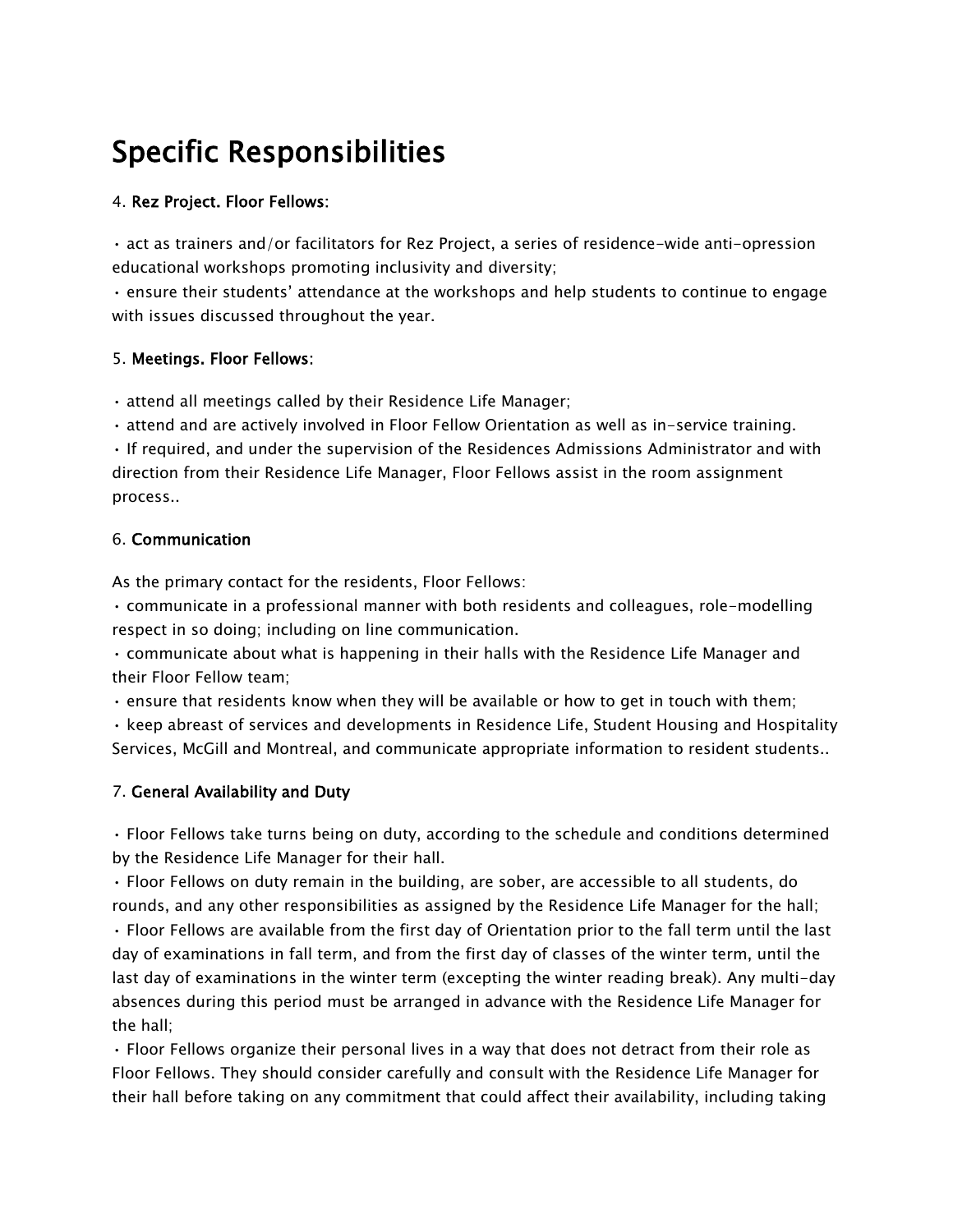# Specific Responsibilities

4. **Rez Project. Floor Fellows:**

• act as trainers and/or facilitators for Rez Project, a series of residence-wide anti-opression educational workshops promoting inclusivity and diversity;
• ensure their students' attendance at the workshops and help students to continue to engage with issues discussed throughout the year.

5. **Meetings. Floor Fellows:**

• attend all meetings called by their Residence Life Manager;
• attend and are actively involved in Floor Fellow Orientation as well as in-service training.
• If required, and under the supervision of the Residences Admissions Administrator and with direction from their Residence Life Manager, Floor Fellows assist in the room assignment process..

6. **Communication**

As the primary contact for the residents, Floor Fellows:
• communicate in a professional manner with both residents and colleagues, role-modelling respect in so doing; including on line communication.
• communicate about what is happening in their halls with the Residence Life Manager and their Floor Fellow team;
• ensure that residents know when they will be available or how to get in touch with them;
• keep abreast of services and developments in Residence Life, Student Housing and Hospitality Services, McGill and Montreal, and communicate appropriate information to resident students..

7. **General Availability and Duty**

• Floor Fellows take turns being on duty, according to the schedule and conditions determined by the Residence Life Manager for their hall.
• Floor Fellows on duty remain in the building, are sober, are accessible to all students, do rounds, and any other responsibilities as assigned by the Residence Life Manager for the hall;
• Floor Fellows are available from the first day of Orientation prior to the fall term until the last day of examinations in fall term, and from the first day of classes of the winter term, until the last day of examinations in the winter term (excepting the winter reading break). Any multi-day absences during this period must be arranged in advance with the Residence Life Manager for the hall;
• Floor Fellows organize their personal lives in a way that does not detract from their role as Floor Fellows. They should consider carefully and consult with the Residence Life Manager for their hall before taking on any commitment that could affect their availability, including taking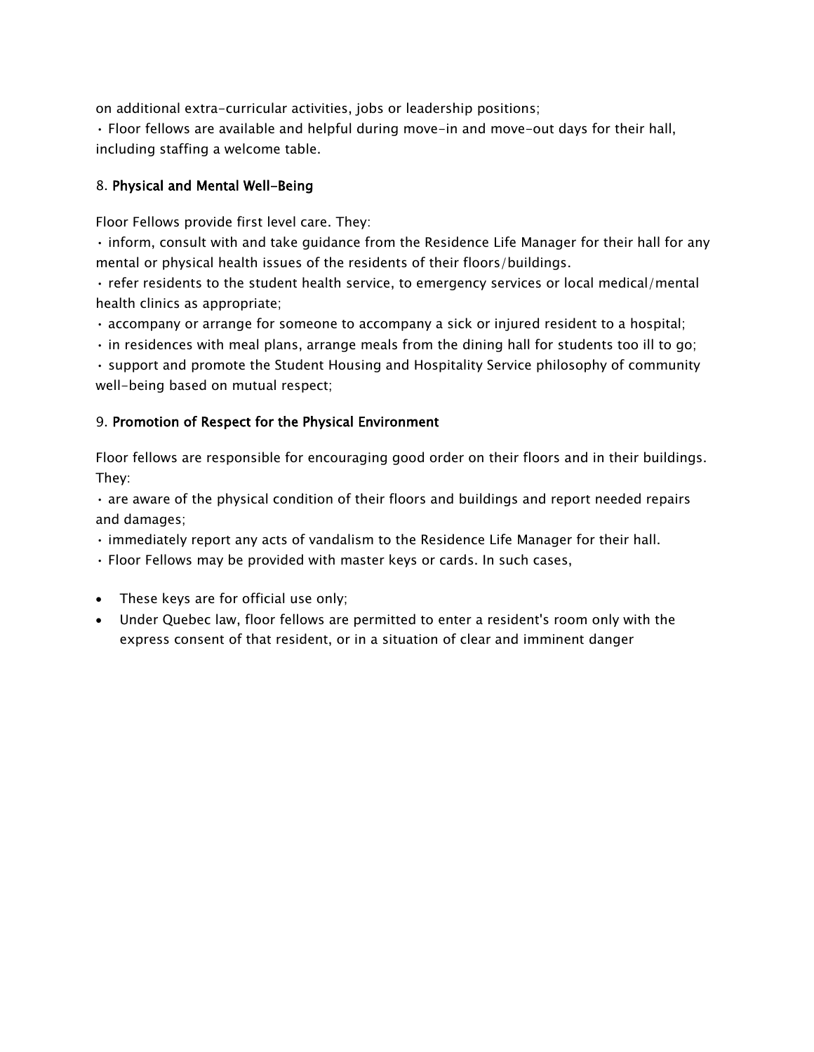on additional extra-curricular activities, jobs or leadership positions;

• Floor fellows are available and helpful during move-in and move-out days for their hall, including staffing a welcome table.

8. **Physical and Mental Well-Being**

Floor Fellows provide first level care. They:

• inform, consult with and take guidance from the Residence Life Manager for their hall for any mental or physical health issues of the residents of their floors/buildings.

• refer residents to the student health service, to emergency services or local medical/mental health clinics as appropriate;

• accompany or arrange for someone to accompany a sick or injured resident to a hospital;

• in residences with meal plans, arrange meals from the dining hall for students too ill to go;

• support and promote the Student Housing and Hospitality Service philosophy of community well-being based on mutual respect;

9. **Promotion of Respect for the Physical Environment**

Floor fellows are responsible for encouraging good order on their floors and in their buildings. They:

• are aware of the physical condition of their floors and buildings and report needed repairs and damages;

• immediately report any acts of vandalism to the Residence Life Manager for their hall.

• Floor Fellows may be provided with master keys or cards. In such cases,

- These keys are for official use only;
- Under Quebec law, floor fellows are permitted to enter a resident's room only with the express consent of that resident, or in a situation of clear and imminent danger